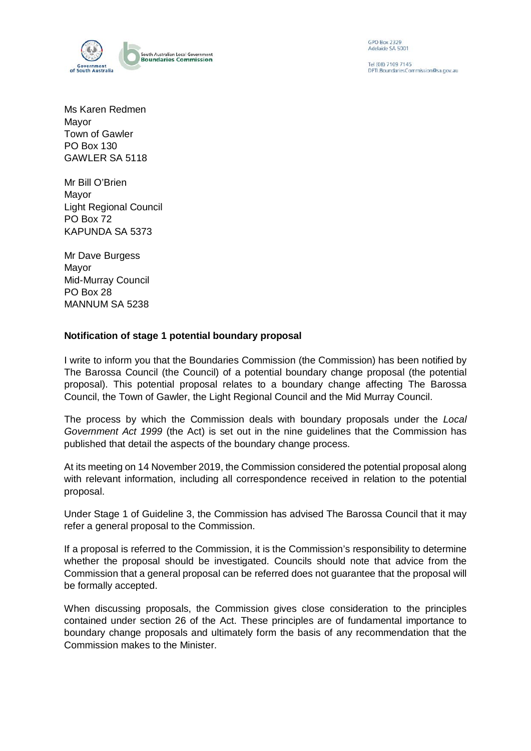GPO Box 2329
Adelaide SA 5001

Tel (08) 7109 7145
DPTI.BoundariesCommission@sa.gov.au

Ms Karen Redmen
Mayor
Town of Gawler
PO Box 130
GAWLER SA 5118

Mr Bill O'Brien
Mayor
Light Regional Council
PO Box 72
KAPUNDA SA 5373

Mr Dave Burgess
Mayor
Mid-Murray Council
PO Box 28
MANNUM SA 5238

**Notification of stage 1 potential boundary proposal**

I write to inform you that the Boundaries Commission (the Commission) has been notified by The Barossa Council (the Council) of a potential boundary change proposal (the potential proposal). This potential proposal relates to a boundary change affecting The Barossa Council, the Town of Gawler, the Light Regional Council and the Mid Murray Council.

The process by which the Commission deals with boundary proposals under the *Local Government Act 1999* (the Act) is set out in the nine guidelines that the Commission has published that detail the aspects of the boundary change process.

At its meeting on 14 November 2019, the Commission considered the potential proposal along with relevant information, including all correspondence received in relation to the potential proposal.

Under Stage 1 of Guideline 3, the Commission has advised The Barossa Council that it may refer a general proposal to the Commission.

If a proposal is referred to the Commission, it is the Commission's responsibility to determine whether the proposal should be investigated. Councils should note that advice from the Commission that a general proposal can be referred does not guarantee that the proposal will be formally accepted.

When discussing proposals, the Commission gives close consideration to the principles contained under section 26 of the Act. These principles are of fundamental importance to boundary change proposals and ultimately form the basis of any recommendation that the Commission makes to the Minister.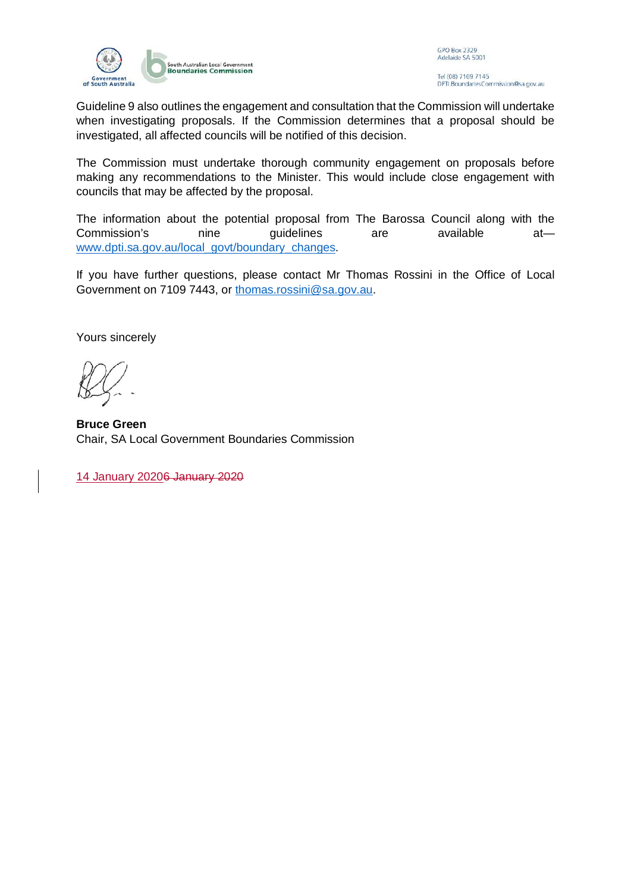Guideline 9 also outlines the engagement and consultation that the Commission will undertake when investigating proposals. If the Commission determines that a proposal should be investigated, all affected councils will be notified of this decision.

The Commission must undertake thorough community engagement on proposals before making any recommendations to the Minister. This would include close engagement with councils that may be affected by the proposal.

The information about the potential proposal from The Barossa Council along with the Commission's nine guidelines are available at— www.dpti.sa.gov.au/local_govt/boundary_changes.

If you have further questions, please contact Mr Thomas Rossini in the Office of Local Government on 7109 7443, or thomas.rossini@sa.gov.au.

Yours sincerely

**Bruce Green**
Chair, SA Local Government Boundaries Commission

14 January 2020~~6 January 2020~~